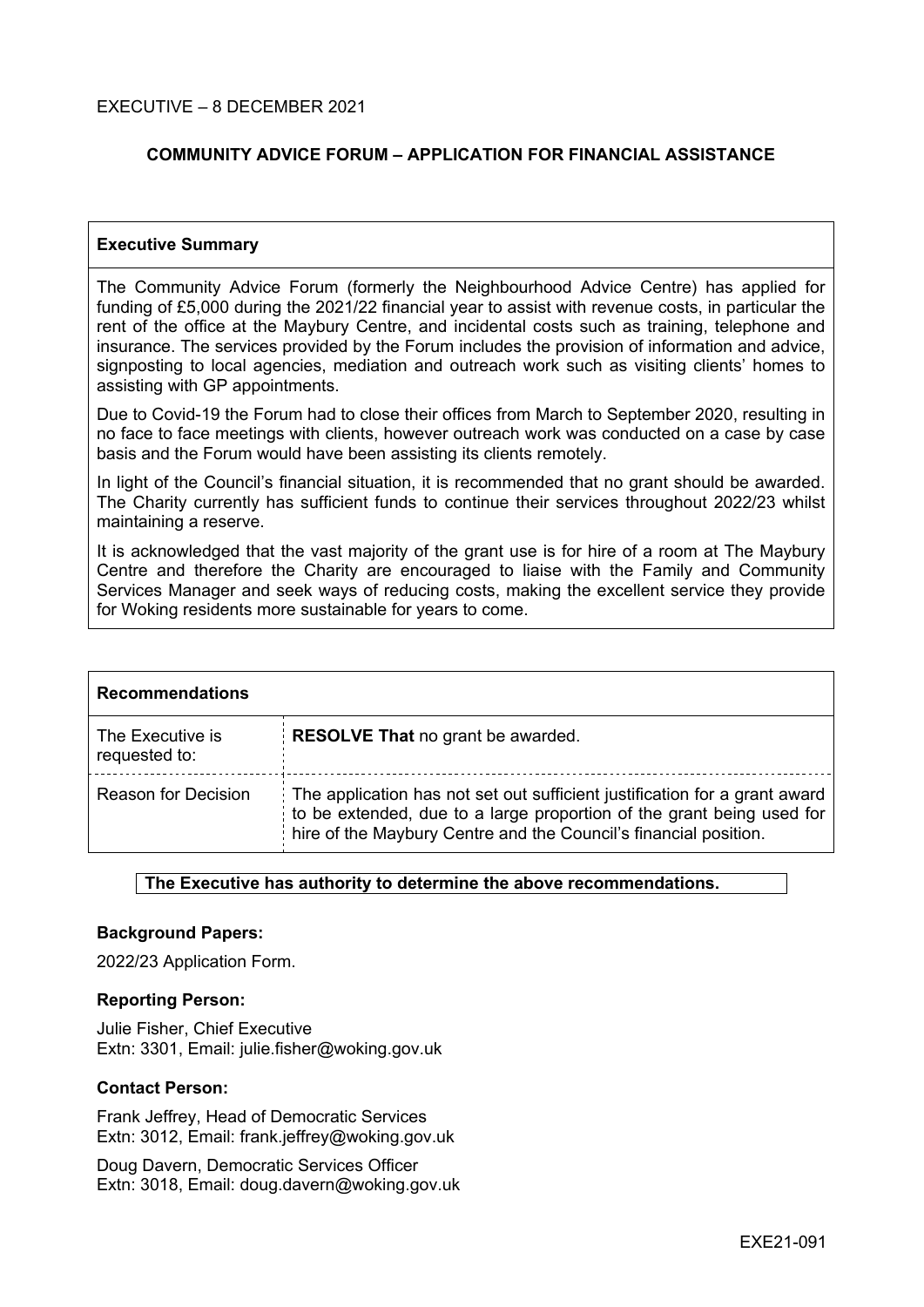EXECUTIVE – 8 DECEMBER 2021

# COMMUNITY ADVICE FORUM – APPLICATION FOR FINANCIAL ASSISTANCE

## Executive Summary

The Community Advice Forum (formerly the Neighbourhood Advice Centre) has applied for funding of £5,000 during the 2021/22 financial year to assist with revenue costs, in particular the rent of the office at the Maybury Centre, and incidental costs such as training, telephone and insurance. The services provided by the Forum includes the provision of information and advice, signposting to local agencies, mediation and outreach work such as visiting clients' homes to assisting with GP appointments.

Due to Covid-19 the Forum had to close their offices from March to September 2020, resulting in no face to face meetings with clients, however outreach work was conducted on a case by case basis and the Forum would have been assisting its clients remotely.

In light of the Council's financial situation, it is recommended that no grant should be awarded. The Charity currently has sufficient funds to continue their services throughout 2022/23 whilst maintaining a reserve.

It is acknowledged that the vast majority of the grant use is for hire of a room at The Maybury Centre and therefore the Charity are encouraged to liaise with the Family and Community Services Manager and seek ways of reducing costs, making the excellent service they provide for Woking residents more sustainable for years to come.

## Recommendations

| | |
|---|---|
| The Executive is requested to: | **RESOLVE That** no grant be awarded. |
| Reason for Decision | The application has not set out sufficient justification for a grant award to be extended, due to a large proportion of the grant being used for hire of the Maybury Centre and the Council's financial position. |

**The Executive has authority to determine the above recommendations.**

**Background Papers:**

2022/23 Application Form.

**Reporting Person:**

Julie Fisher, Chief Executive
Extn: 3301, Email: julie.fisher@woking.gov.uk

**Contact Person:**

Frank Jeffrey, Head of Democratic Services
Extn: 3012, Email: frank.jeffrey@woking.gov.uk

Doug Davern, Democratic Services Officer
Extn: 3018, Email: doug.davern@woking.gov.uk

EXE21-091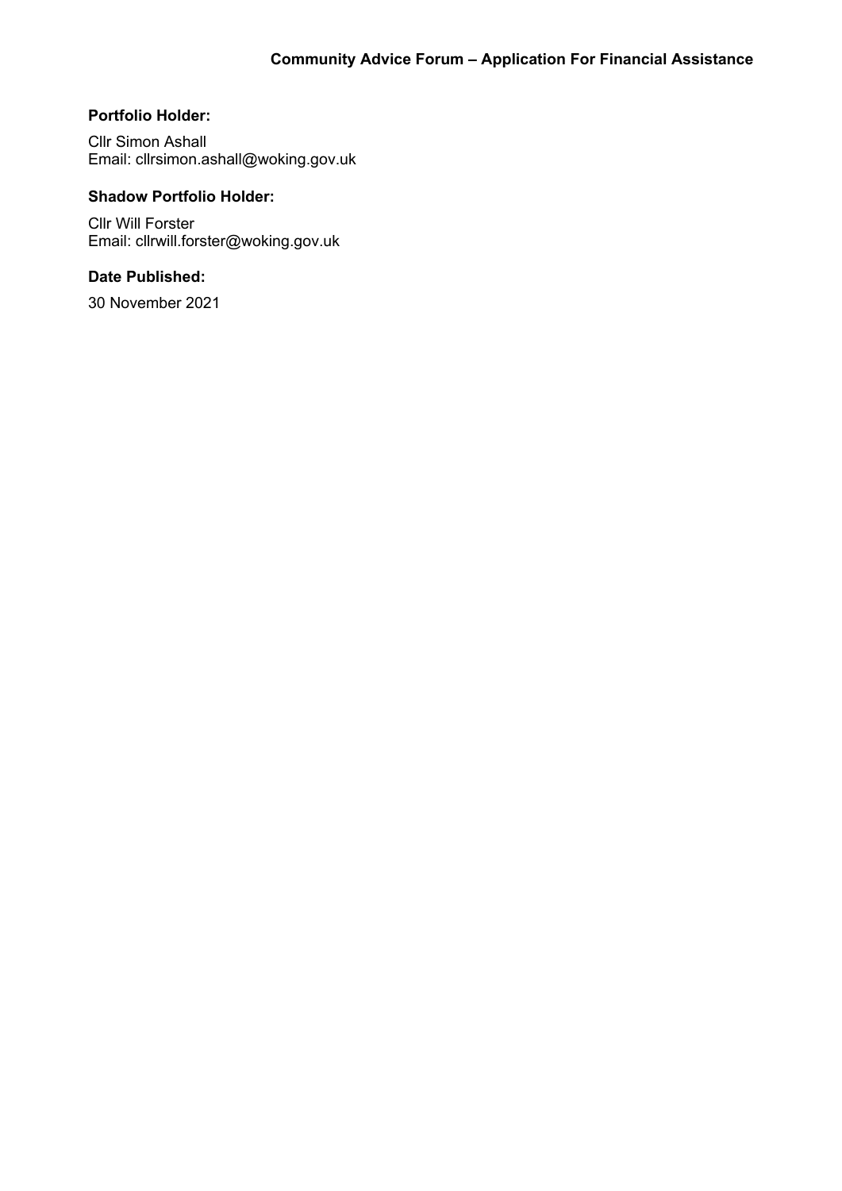**Portfolio Holder:**

Cllr Simon Ashall
Email: cllrsimon.ashall@woking.gov.uk

**Shadow Portfolio Holder:**

Cllr Will Forster
Email: cllrwill.forster@woking.gov.uk

**Date Published:**

30 November 2021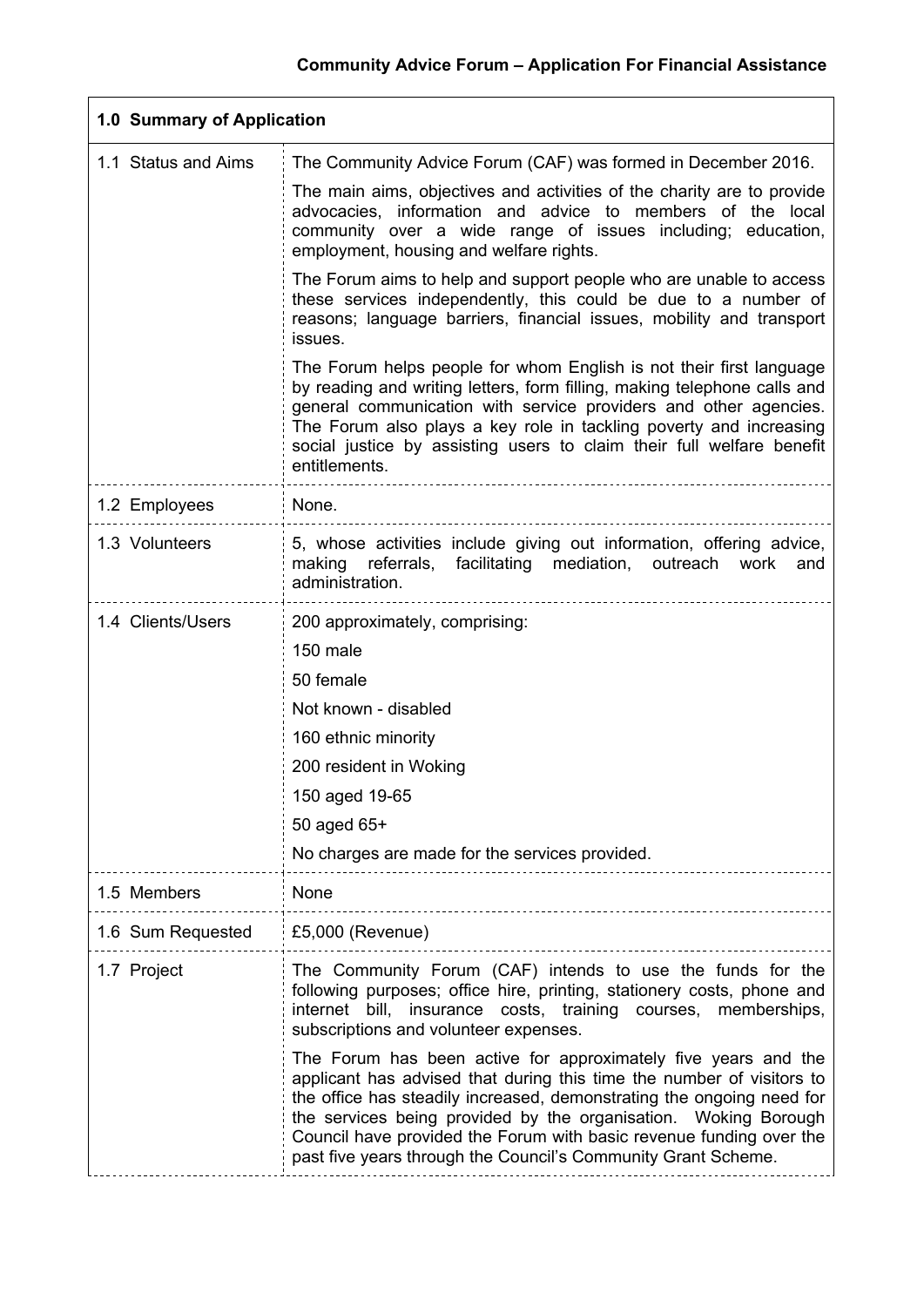## Community Advice Forum – Application For Financial Assistance

| 1.0 Summary of Application | |
|---|---|
| 1.1 Status and Aims | The Community Advice Forum (CAF) was formed in December 2016.<br><br>The main aims, objectives and activities of the charity are to provide advocacies, information and advice to members of the local community over a wide range of issues including; education, employment, housing and welfare rights.<br><br>The Forum aims to help and support people who are unable to access these services independently, this could be due to a number of reasons; language barriers, financial issues, mobility and transport issues.<br><br>The Forum helps people for whom English is not their first language by reading and writing letters, form filling, making telephone calls and general communication with service providers and other agencies. The Forum also plays a key role in tackling poverty and increasing social justice by assisting users to claim their full welfare benefit entitlements. |
| 1.2 Employees | None. |
| 1.3 Volunteers | 5, whose activities include giving out information, offering advice, making referrals, facilitating mediation, outreach work and administration. |
| 1.4 Clients/Users | 200 approximately, comprising:<br><br>150 male<br><br>50 female<br><br>Not known - disabled<br><br>160 ethnic minority<br><br>200 resident in Woking<br><br>150 aged 19-65<br><br>50 aged 65+<br><br>No charges are made for the services provided. |
| 1.5 Members | None |
| 1.6 Sum Requested | £5,000 (Revenue) |
| 1.7 Project | The Community Forum (CAF) intends to use the funds for the following purposes; office hire, printing, stationery costs, phone and internet bill, insurance costs, training courses, memberships, subscriptions and volunteer expenses.<br><br>The Forum has been active for approximately five years and the applicant has advised that during this time the number of visitors to the office has steadily increased, demonstrating the ongoing need for the services being provided by the organisation. Woking Borough Council have provided the Forum with basic revenue funding over the past five years through the Council's Community Grant Scheme. |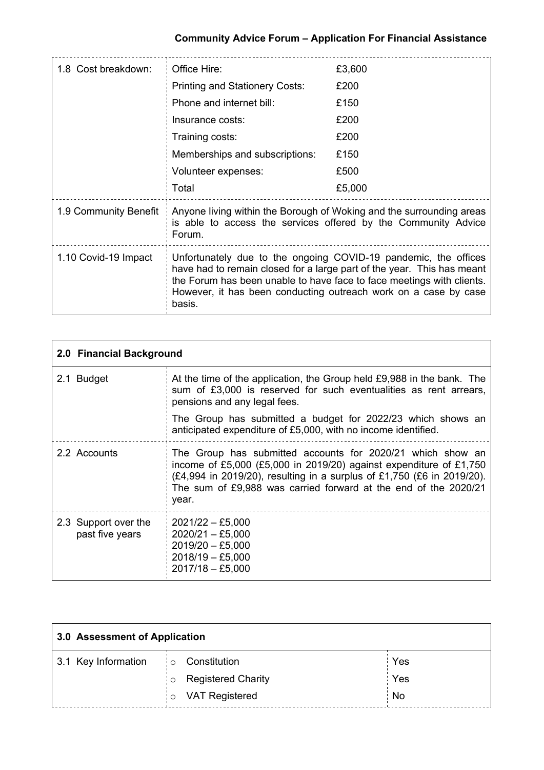| 1.8 Cost breakdown: | Office Hire: | £3,600 |
|---|---|---|
| | Printing and Stationery Costs: | £200 |
| | Phone and internet bill: | £150 |
| | Insurance costs: | £200 |
| | Training costs: | £200 |
| | Memberships and subscriptions: | £150 |
| | Volunteer expenses: | £500 |
| | Total | £5,000 |
| 1.9 Community Benefit | Anyone living within the Borough of Woking and the surrounding areas is able to access the services offered by the Community Advice Forum. | |
| 1.10 Covid-19 Impact | Unfortunately due to the ongoing COVID-19 pandemic, the offices have had to remain closed for a large part of the year. This has meant the Forum has been unable to have face to face meetings with clients. However, it has been conducting outreach work on a case by case basis. | |

| 2.0 Financial Background | |
|---|---|
| 2.1 Budget | At the time of the application, the Group held £9,988 in the bank. The sum of £3,000 is reserved for such eventualities as rent arrears, pensions and any legal fees.<br><br>The Group has submitted a budget for 2022/23 which shows an anticipated expenditure of £5,000, with no income identified. |
| 2.2 Accounts | The Group has submitted accounts for 2020/21 which show an income of £5,000 (£5,000 in 2019/20) against expenditure of £1,750 (£4,994 in 2019/20), resulting in a surplus of £1,750 (£6 in 2019/20). The sum of £9,988 was carried forward at the end of the 2020/21 year. |
| 2.3 Support over the past five years | 2021/22 – £5,000<br>2020/21 – £5,000<br>2019/20 – £5,000<br>2018/19 – £5,000<br>2017/18 – £5,000 |

| 3.0 Assessment of Application | | |
|---|---|---|
| 3.1 Key Information | ○ Constitution | Yes |
| | ○ Registered Charity | Yes |
| | ○ VAT Registered | No |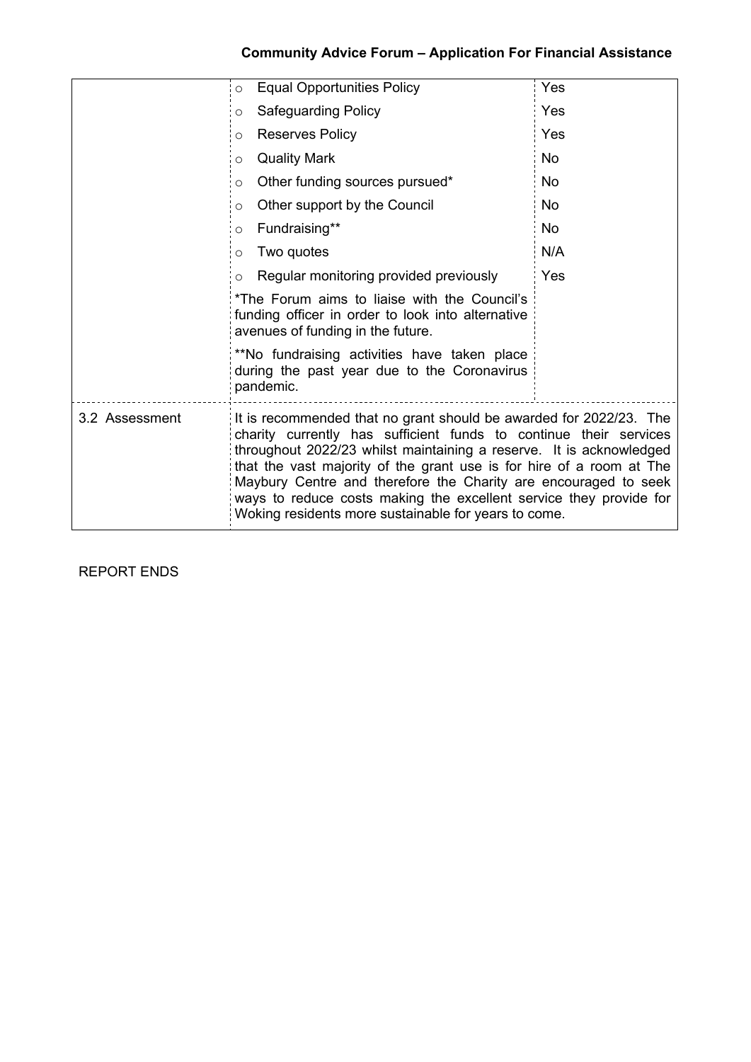| | | |
|---|---|---|
| | ○ Equal Opportunities Policy | Yes |
| | ○ Safeguarding Policy | Yes |
| | ○ Reserves Policy | Yes |
| | ○ Quality Mark | No |
| | ○ Other funding sources pursued* | No |
| | ○ Other support by the Council | No |
| | ○ Fundraising** | No |
| | ○ Two quotes | N/A |
| | ○ Regular monitoring provided previously | Yes |
| | *The Forum aims to liaise with the Council's funding officer in order to look into alternative avenues of funding in the future. | |
| | **No fundraising activities have taken place during the past year due to the Coronavirus pandemic. | |
| 3.2 Assessment | It is recommended that no grant should be awarded for 2022/23. The charity currently has sufficient funds to continue their services throughout 2022/23 whilst maintaining a reserve. It is acknowledged that the vast majority of the grant use is for hire of a room at The Maybury Centre and therefore the Charity are encouraged to seek ways to reduce costs making the excellent service they provide for Woking residents more sustainable for years to come. | |

REPORT ENDS